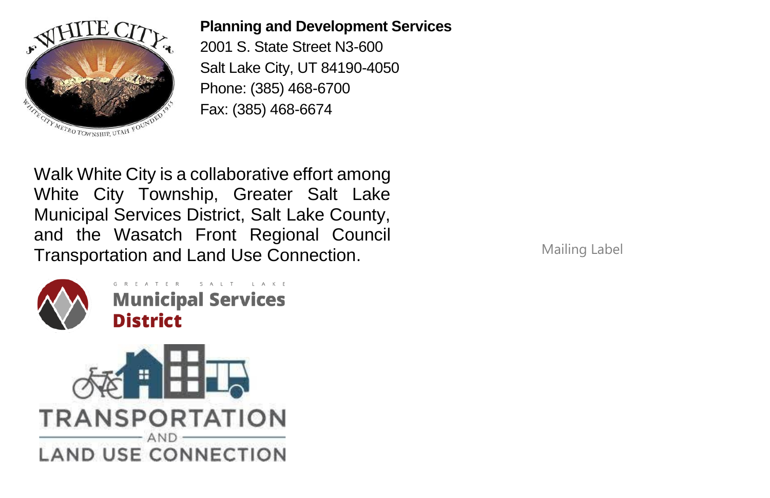**Planning and Development Services**
2001 S. State Street N3-600
Salt Lake City, UT 84190-4050
Phone: (385) 468-6700
Fax: (385) 468-6674

Walk White City is a collaborative effort among White City Township, Greater Salt Lake Municipal Services District, Salt Lake County, and the Wasatch Front Regional Council Transportation and Land Use Connection.

Mailing Label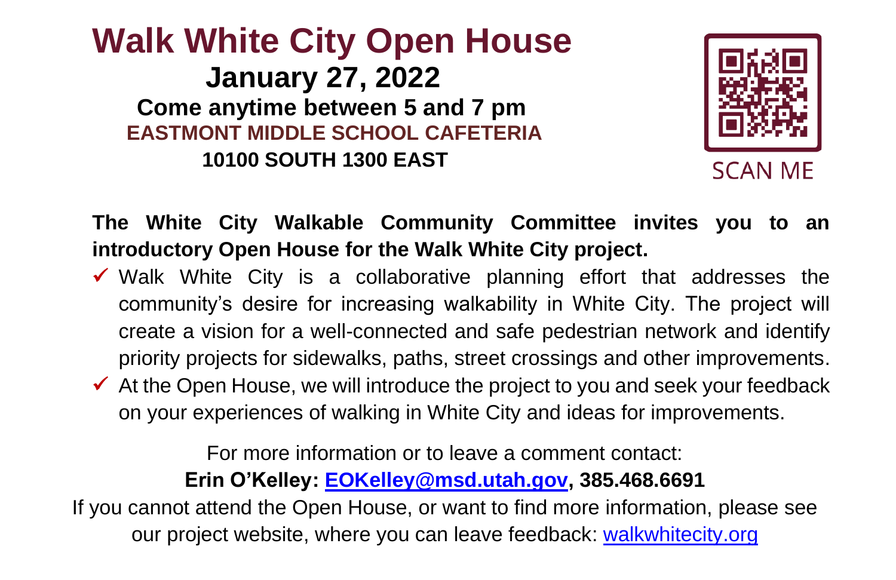# Walk White City Open House

**January 27, 2022**

**Come anytime between 5 and 7 pm**

**EASTMONT MIDDLE SCHOOL CAFETERIA**

**10100 SOUTH 1300 EAST**

SCAN ME

**The White City Walkable Community Committee invites you to an introductory Open House for the Walk White City project.**

- ✓ Walk White City is a collaborative planning effort that addresses the community's desire for increasing walkability in White City. The project will create a vision for a well-connected and safe pedestrian network and identify priority projects for sidewalks, paths, street crossings and other improvements.
- ✓ At the Open House, we will introduce the project to you and seek your feedback on your experiences of walking in White City and ideas for improvements.

For more information or to leave a comment contact:

**Erin O'Kelley: EOKelley@msd.utah.gov, 385.468.6691**

If you cannot attend the Open House, or want to find more information, please see our project website, where you can leave feedback: walkwhitecity.org